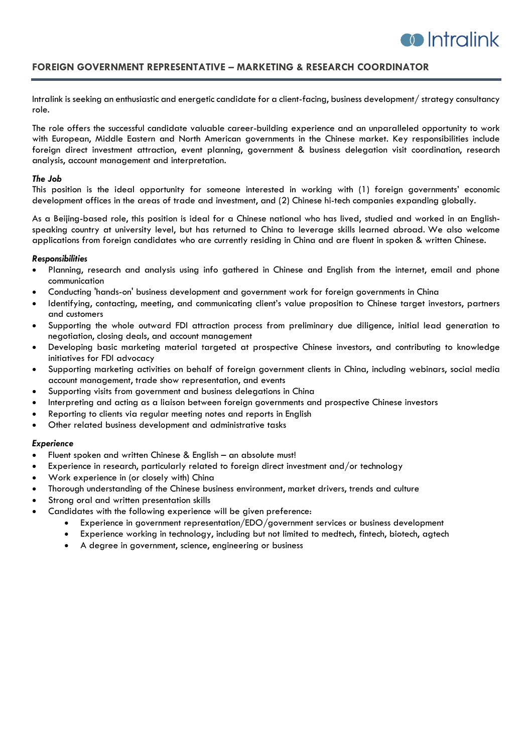# FOREIGN GOVERNMENT REPRESENTATIVE – MARKETING & RESEARCH COORDINATOR

Intralink is seeking an enthusiastic and energetic candidate for a client-facing, business development/ strategy consultancy role.

The role offers the successful candidate valuable career-building experience and an unparalleled opportunity to work with European, Middle Eastern and North American governments in the Chinese market. Key responsibilities include foreign direct investment attraction, event planning, government & business delegation visit coordination, research analysis, account management and interpretation.

***The Job***

This position is the ideal opportunity for someone interested in working with (1) foreign governments' economic development offices in the areas of trade and investment, and (2) Chinese hi-tech companies expanding globally.

As a Beijing-based role, this position is ideal for a Chinese national who has lived, studied and worked in an English-speaking country at university level, but has returned to China to leverage skills learned abroad. We also welcome applications from foreign candidates who are currently residing in China and are fluent in spoken & written Chinese.

***Responsibilities***

- Planning, research and analysis using info gathered in Chinese and English from the internet, email and phone communication
- Conducting 'hands-on' business development and government work for foreign governments in China
- Identifying, contacting, meeting, and communicating client's value proposition to Chinese target investors, partners and customers
- Supporting the whole outward FDI attraction process from preliminary due diligence, initial lead generation to negotiation, closing deals, and account management
- Developing basic marketing material targeted at prospective Chinese investors, and contributing to knowledge initiatives for FDI advocacy
- Supporting marketing activities on behalf of foreign government clients in China, including webinars, social media account management, trade show representation, and events
- Supporting visits from government and business delegations in China
- Interpreting and acting as a liaison between foreign governments and prospective Chinese investors
- Reporting to clients via regular meeting notes and reports in English
- Other related business development and administrative tasks

***Experience***

- Fluent spoken and written Chinese & English – an absolute must!
- Experience in research, particularly related to foreign direct investment and/or technology
- Work experience in (or closely with) China
- Thorough understanding of the Chinese business environment, market drivers, trends and culture
- Strong oral and written presentation skills
- Candidates with the following experience will be given preference:
    - Experience in government representation/EDO/government services or business development
    - Experience working in technology, including but not limited to medtech, fintech, biotech, agtech
    - A degree in government, science, engineering or business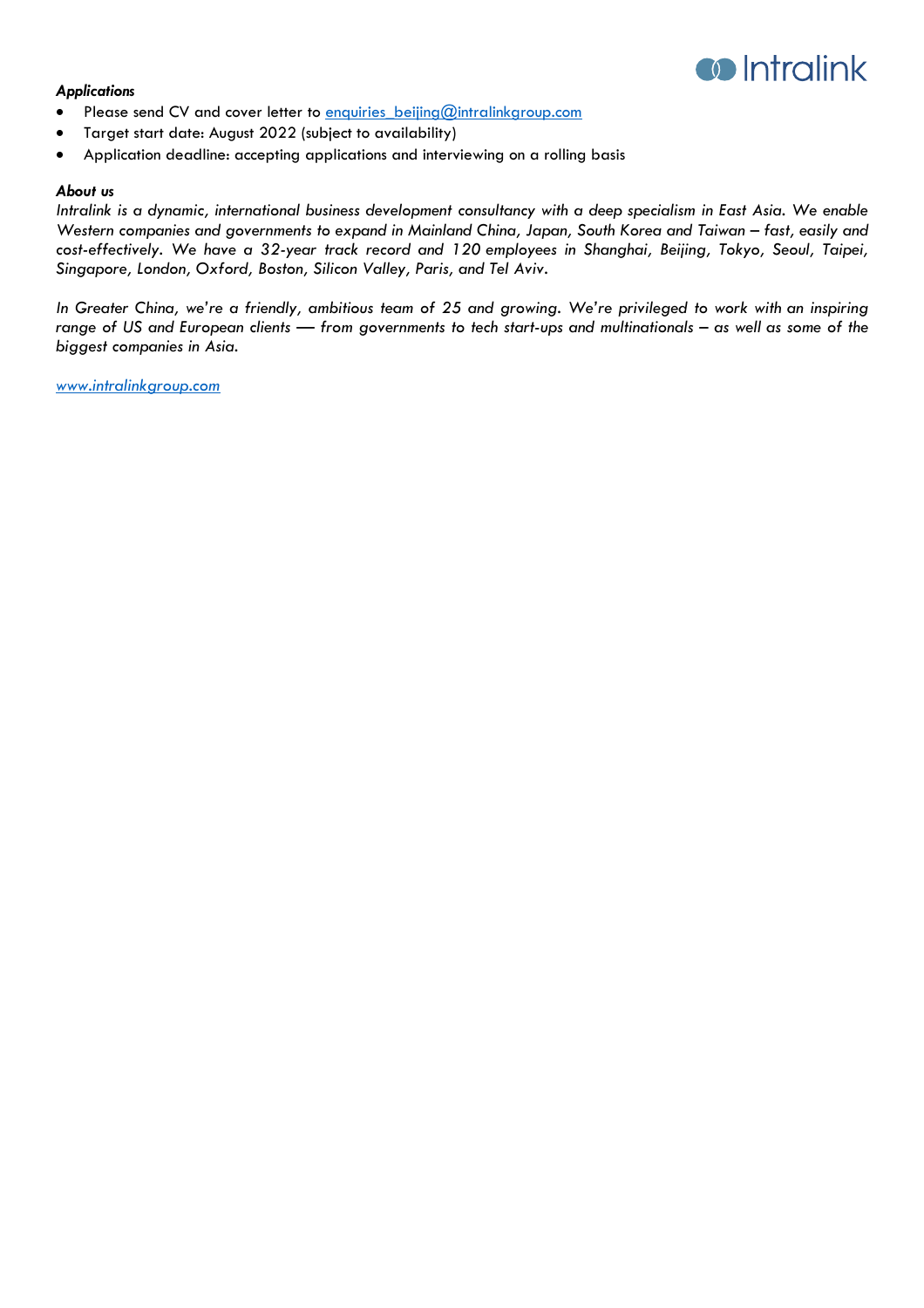***Applications***

- Please send CV and cover letter to enquiries_beijing@intralinkgroup.com
- Target start date: August 2022 (subject to availability)
- Application deadline: accepting applications and interviewing on a rolling basis

***About us***

*Intralink is a dynamic, international business development consultancy with a deep specialism in East Asia. We enable Western companies and governments to expand in Mainland China, Japan, South Korea and Taiwan – fast, easily and cost-effectively. We have a 32-year track record and 120 employees in Shanghai, Beijing, Tokyo, Seoul, Taipei, Singapore, London, Oxford, Boston, Silicon Valley, Paris, and Tel Aviv.*

*In Greater China, we're a friendly, ambitious team of 25 and growing. We're privileged to work with an inspiring range of US and European clients — from governments to tech start-ups and multinationals – as well as some of the biggest companies in Asia.*

*www.intralinkgroup.com*